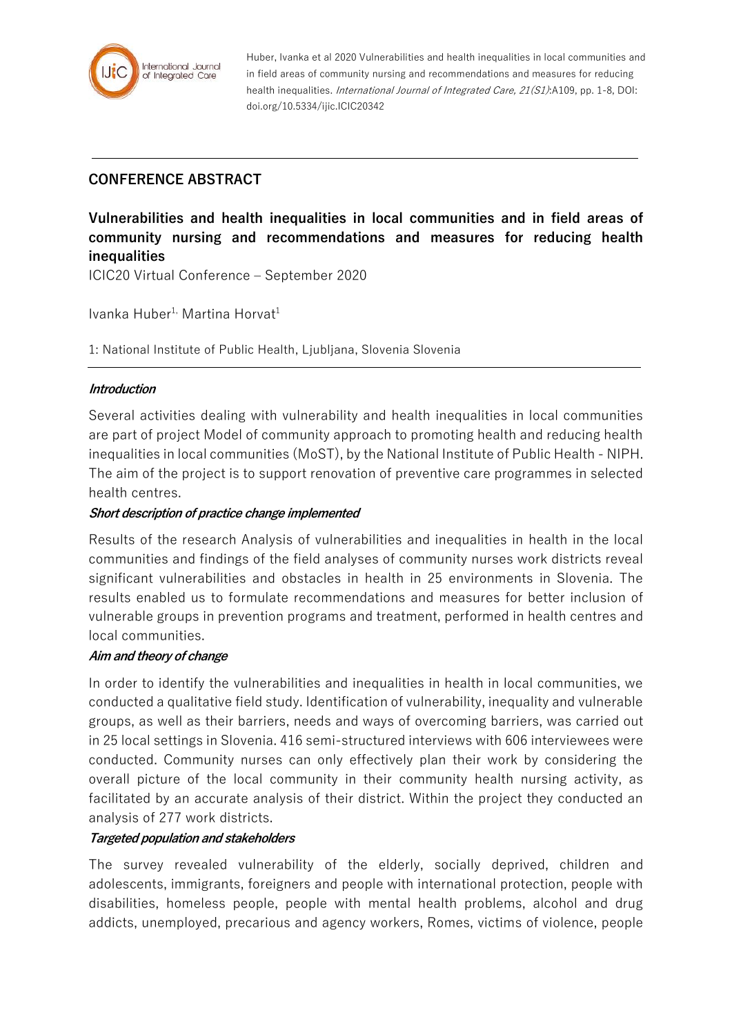Huber, Ivanka et al 2020 Vulnerabilities and health inequalities in local communities and in field areas of community nursing and recommendations and measures for reducing health inequalities. *International Journal of Integrated Care, 21(S1)*:A109, pp. 1-8, DOI: doi.org/10.5334/ijic.ICIC20342

## CONFERENCE ABSTRACT

# Vulnerabilities and health inequalities in local communities and in field areas of community nursing and recommendations and measures for reducing health inequalities

ICIC20 Virtual Conference – September 2020

Ivanka Huber[1,] Martina Horvat[1]

1: National Institute of Public Health, Ljubljana, Slovenia Slovenia

### *Introduction*

Several activities dealing with vulnerability and health inequalities in local communities are part of project Model of community approach to promoting health and reducing health inequalities in local communities (MoST), by the National Institute of Public Health - NIPH. The aim of the project is to support renovation of preventive care programmes in selected health centres.

### *Short description of practice change implemented*

Results of the research Analysis of vulnerabilities and inequalities in health in the local communities and findings of the field analyses of community nurses work districts reveal significant vulnerabilities and obstacles in health in 25 environments in Slovenia. The results enabled us to formulate recommendations and measures for better inclusion of vulnerable groups in prevention programs and treatment, performed in health centres and local communities.

### *Aim and theory of change*

In order to identify the vulnerabilities and inequalities in health in local communities, we conducted a qualitative field study. Identification of vulnerability, inequality and vulnerable groups, as well as their barriers, needs and ways of overcoming barriers, was carried out in 25 local settings in Slovenia. 416 semi-structured interviews with 606 interviewees were conducted. Community nurses can only effectively plan their work by considering the overall picture of the local community in their community health nursing activity, as facilitated by an accurate analysis of their district. Within the project they conducted an analysis of 277 work districts.

### *Targeted population and stakeholders*

The survey revealed vulnerability of the elderly, socially deprived, children and adolescents, immigrants, foreigners and people with international protection, people with disabilities, homeless people, people with mental health problems, alcohol and drug addicts, unemployed, precarious and agency workers, Romes, victims of violence, people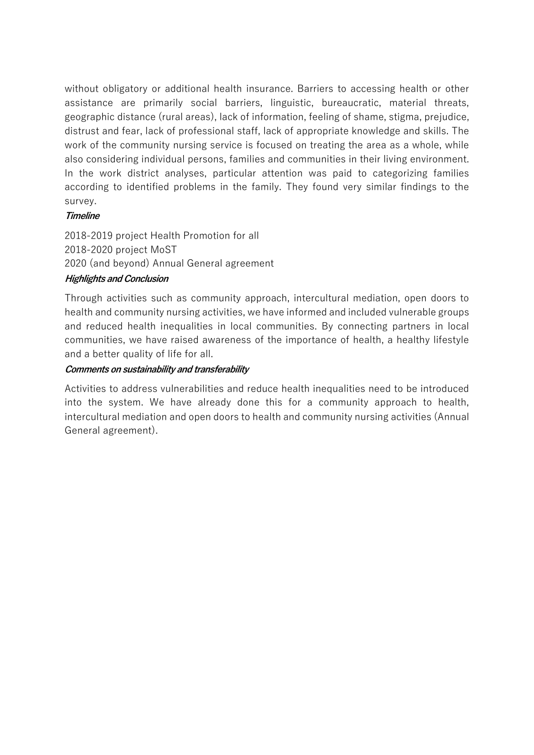without obligatory or additional health insurance. Barriers to accessing health or other assistance are primarily social barriers, linguistic, bureaucratic, material threats, geographic distance (rural areas), lack of information, feeling of shame, stigma, prejudice, distrust and fear, lack of professional staff, lack of appropriate knowledge and skills. The work of the community nursing service is focused on treating the area as a whole, while also considering individual persons, families and communities in their living environment. In the work district analyses, particular attention was paid to categorizing families according to identified problems in the family. They found very similar findings to the survey.

***Timeline***

2018-2019 project Health Promotion for all
2018-2020 project MoST
2020 (and beyond) Annual General agreement

***Highlights and Conclusion***

Through activities such as community approach, intercultural mediation, open doors to health and community nursing activities, we have informed and included vulnerable groups and reduced health inequalities in local communities. By connecting partners in local communities, we have raised awareness of the importance of health, a healthy lifestyle and a better quality of life for all.

***Comments on sustainability and transferability***

Activities to address vulnerabilities and reduce health inequalities need to be introduced into the system. We have already done this for a community approach to health, intercultural mediation and open doors to health and community nursing activities (Annual General agreement).